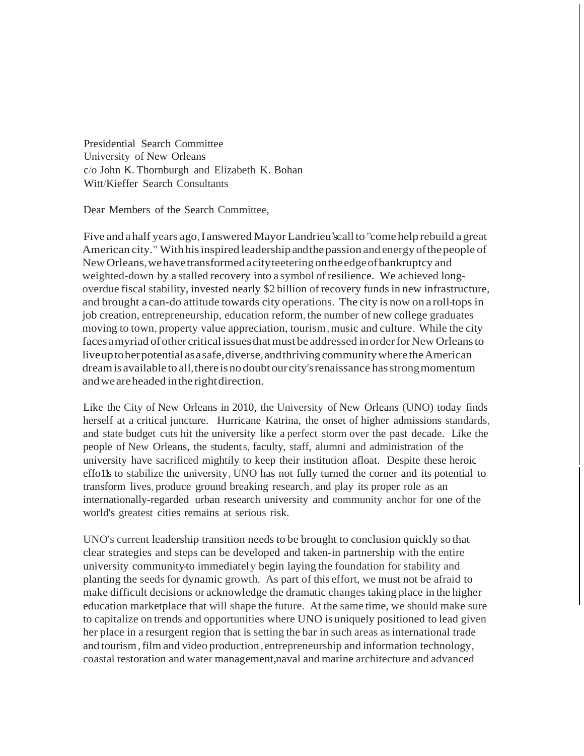Presidential Search Committee
University of New Orleans
c/o John K. Thornburgh and Elizabeth K. Bohan
Witt/Kieffer Search Consultants

Dear Members of the Search Committee,

Five and a half years ago, I answered Mayor Landrieu's call to "come help rebuild a great American city." With his inspired leadership and the passion and energy of the people of New Orleans, we have transformed a city teetering on the edge of bankruptcy and weighted-down by a stalled recovery into a symbol of resilience. We achieved long-overdue fiscal stability, invested nearly $2 billion of recovery funds in new infrastructure, and brought a can-do attitude towards city operations. The city is now on a roll-tops in job creation, entrepreneurship, education reform, the number of new college graduates moving to town, property value appreciation, tourism, music and culture. While the city faces a myriad of other critical issues that must be addressed in order for New Orleans to live up to her potential as a safe, diverse, and thriving community where the American dream is available to all, there is no doubt our city's renaissance has strong momentum and we are headed in the right direction.

Like the City of New Orleans in 2010, the University of New Orleans (UNO) today finds herself at a critical juncture. Hurricane Katrina, the onset of higher admissions standards, and state budget cuts hit the university like a perfect storm over the past decade. Like the people of New Orleans, the students, faculty, staff, alumni and administration of the university have sacrificed mightily to keep their institution afloat. Despite these heroic effo11s to stabilize the university, UNO has not fully turned the corner and its potential to transform lives, produce ground breaking research, and play its proper role as an internationally-regarded urban research university and community anchor for one of the world's greatest cities remains at serious risk.

UNO's current leadership transition needs to be brought to conclusion quickly so that clear strategies and steps can be developed and taken-in partnership with the entire university community-to immediately begin laying the foundation for stability and planting the seeds for dynamic growth. As part of this effort, we must not be afraid to make difficult decisions or acknowledge the dramatic changes taking place in the higher education marketplace that will shape the future. At the same time, we should make sure to capitalize on trends and opportunities where UNO is uniquely positioned to lead given her place in a resurgent region that is setting the bar in such areas as international trade and tourism, film and video production, entrepreneurship and information technology, coastal restoration and water management, naval and marine architecture and advanced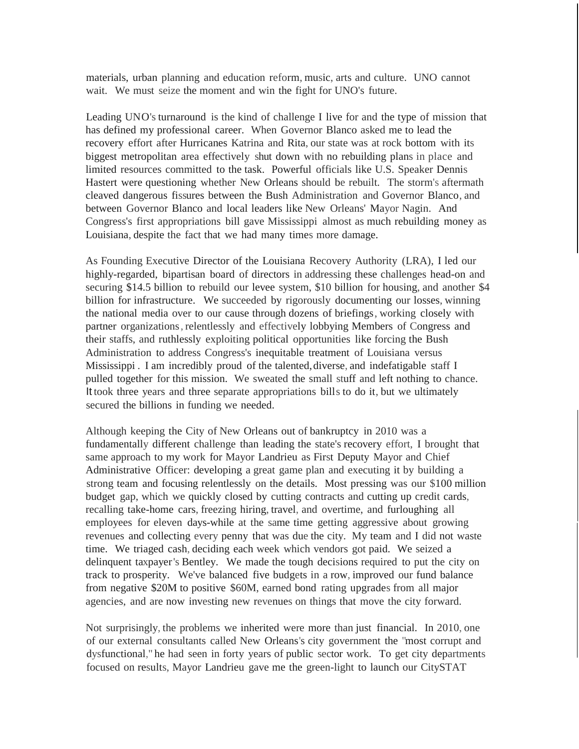materials, urban planning and education reform, music, arts and culture. UNO cannot wait. We must seize the moment and win the fight for UNO's future.

Leading UNO's turnaround is the kind of challenge I live for and the type of mission that has defined my professional career. When Governor Blanco asked me to lead the recovery effort after Hurricanes Katrina and Rita, our state was at rock bottom with its biggest metropolitan area effectively shut down with no rebuilding plans in place and limited resources committed to the task. Powerful officials like U.S. Speaker Dennis Hastert were questioning whether New Orleans should be rebuilt. The storm's aftermath cleaved dangerous fissures between the Bush Administration and Governor Blanco, and between Governor Blanco and local leaders like New Orleans' Mayor Nagin. And Congress's first appropriations bill gave Mississippi almost as much rebuilding money as Louisiana, despite the fact that we had many times more damage.

As Founding Executive Director of the Louisiana Recovery Authority (LRA), I led our highly-regarded, bipartisan board of directors in addressing these challenges head-on and securing $14.5 billion to rebuild our levee system, $10 billion for housing, and another $4 billion for infrastructure. We succeeded by rigorously documenting our losses, winning the national media over to our cause through dozens of briefings, working closely with partner organizations, relentlessly and effectively lobbying Members of Congress and their staffs, and ruthlessly exploiting political opportunities like forcing the Bush Administration to address Congress's inequitable treatment of Louisiana versus Mississippi. I am incredibly proud of the talented, diverse, and indefatigable staff I pulled together for this mission. We sweated the small stuff and left nothing to chance. It took three years and three separate appropriations bills to do it, but we ultimately secured the billions in funding we needed.

Although keeping the City of New Orleans out of bankruptcy in 2010 was a fundamentally different challenge than leading the state's recovery effort, I brought that same approach to my work for Mayor Landrieu as First Deputy Mayor and Chief Administrative Officer: developing a great game plan and executing it by building a strong team and focusing relentlessly on the details. Most pressing was our $100 million budget gap, which we quickly closed by cutting contracts and cutting up credit cards, recalling take-home cars, freezing hiring, travel, and overtime, and furloughing all employees for eleven days-while at the same time getting aggressive about growing revenues and collecting every penny that was due the city. My team and I did not waste time. We triaged cash, deciding each week which vendors got paid. We seized a delinquent taxpayer's Bentley. We made the tough decisions required to put the city on track to prosperity. We've balanced five budgets in a row, improved our fund balance from negative $20M to positive $60M, earned bond rating upgrades from all major agencies, and are now investing new revenues on things that move the city forward.

Not surprisingly, the problems we inherited were more than just financial. In 2010, one of our external consultants called New Orleans's city government the "most corrupt and dysfunctional," he had seen in forty years of public sector work. To get city departments focused on results, Mayor Landrieu gave me the green-light to launch our CitySTAT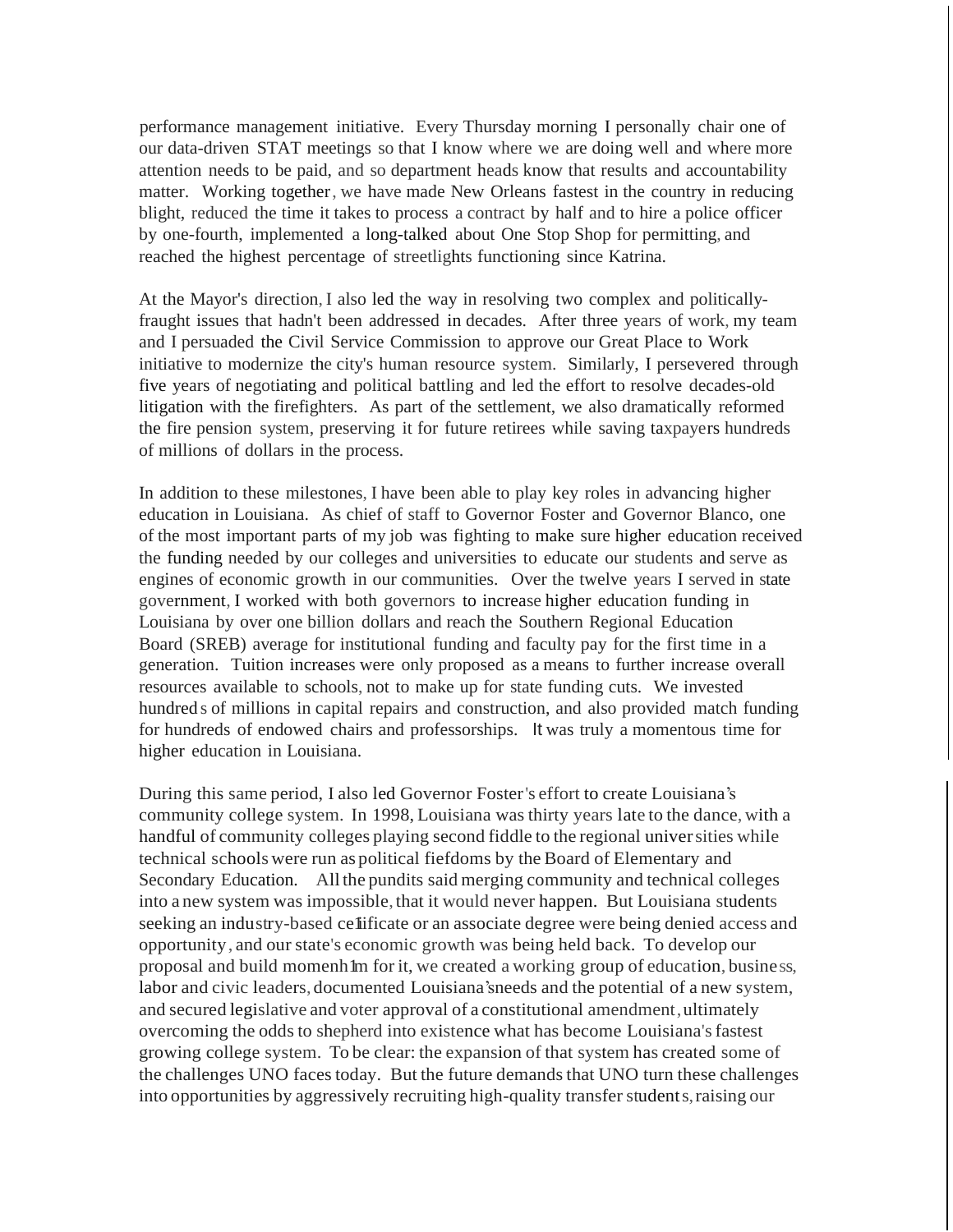performance management initiative. Every Thursday morning I personally chair one of our data-driven STAT meetings so that I know where we are doing well and where more attention needs to be paid, and so department heads know that results and accountability matter. Working together, we have made New Orleans fastest in the country in reducing blight, reduced the time it takes to process a contract by half and to hire a police officer by one-fourth, implemented a long-talked about One Stop Shop for permitting, and reached the highest percentage of streetlights functioning since Katrina.

At the Mayor's direction, I also led the way in resolving two complex and politically-fraught issues that hadn't been addressed in decades. After three years of work, my team and I persuaded the Civil Service Commission to approve our Great Place to Work initiative to modernize the city's human resource system. Similarly, I persevered through five years of negotiating and political battling and led the effort to resolve decades-old litigation with the firefighters. As part of the settlement, we also dramatically reformed the fire pension system, preserving it for future retirees while saving taxpayers hundreds of millions of dollars in the process.

In addition to these milestones, I have been able to play key roles in advancing higher education in Louisiana. As chief of staff to Governor Foster and Governor Blanco, one of the most important parts of my job was fighting to make sure higher education received the funding needed by our colleges and universities to educate our students and serve as engines of economic growth in our communities. Over the twelve years I served in state government, I worked with both governors to increase higher education funding in Louisiana by over one billion dollars and reach the Southern Regional Education Board (SREB) average for institutional funding and faculty pay for the first time in a generation. Tuition increases were only proposed as a means to further increase overall resources available to schools, not to make up for state funding cuts. We invested hundreds of millions in capital repairs and construction, and also provided match funding for hundreds of endowed chairs and professorships. It was truly a momentous time for higher education in Louisiana.

During this same period, I also led Governor Foster's effort to create Louisiana's community college system. In 1998, Louisiana was thirty years late to the dance, with a handful of community colleges playing second fiddle to the regional universities while technical schools were run as political fiefdoms by the Board of Elementary and Secondary Education. All the pundits said merging community and technical colleges into a new system was impossible, that it would never happen. But Louisiana students seeking an industry-based certificate or an associate degree were being denied access and opportunity, and our state's economic growth was being held back. To develop our proposal and build momentum for it, we created a working group of education, business, labor and civic leaders, documented Louisiana's needs and the potential of a new system, and secured legislative and voter approval of a constitutional amendment, ultimately overcoming the odds to shepherd into existence what has become Louisiana's fastest growing college system. To be clear: the expansion of that system has created some of the challenges UNO faces today. But the future demands that UNO turn these challenges into opportunities by aggressively recruiting high-quality transfer students, raising our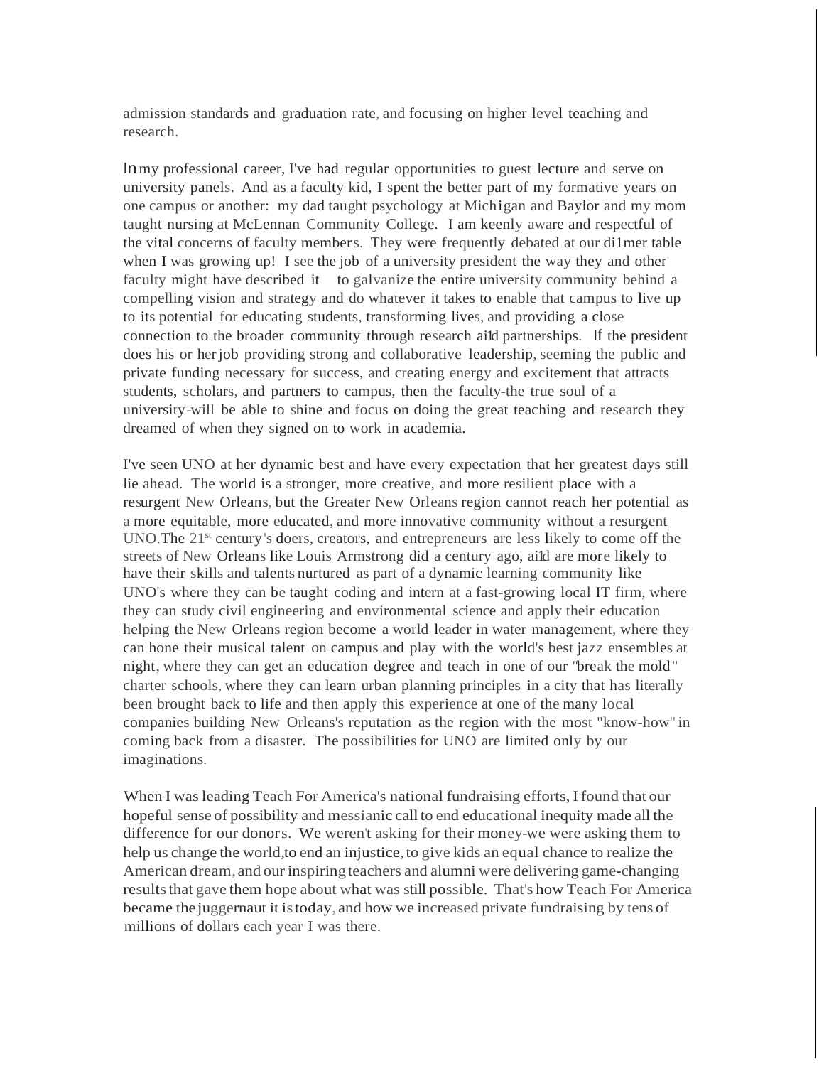admission standards and graduation rate, and focusing on higher level teaching and research.

In my professional career, I've had regular opportunities to guest lecture and serve on university panels. And as a faculty kid, I spent the better part of my formative years on one campus or another: my dad taught psychology at Michigan and Baylor and my mom taught nursing at McLennan Community College. I am keenly aware and respectful of the vital concerns of faculty members. They were frequently debated at our di1mer table when I was growing up! I see the job of a university president the way they and other faculty might have described it to galvanize the entire university community behind a compelling vision and strategy and do whatever it takes to enable that campus to live up to its potential for educating students, transforming lives, and providing a close connection to the broader community through research ai1d partnerships. If the president does his or her job providing strong and collaborative leadership, seeming the public and private funding necessary for success, and creating energy and excitement that attracts students, scholars, and partners to campus, then the faculty-the true soul of a university-will be able to shine and focus on doing the great teaching and research they dreamed of when they signed on to work in academia.

I've seen UNO at her dynamic best and have every expectation that her greatest days still lie ahead. The world is a stronger, more creative, and more resilient place with a resurgent New Orleans, but the Greater New Orleans region cannot reach her potential as a more equitable, more educated, and more innovative community without a resurgent UNO.The 21st century's doers, creators, and entrepreneurs are less likely to come off the streets of New Orleans like Louis Armstrong did a century ago, ai1d are more likely to have their skills and talents nurtured as part of a dynamic learning community like UNO's where they can be taught coding and intern at a fast-growing local IT firm, where they can study civil engineering and environmental science and apply their education helping the New Orleans region become a world leader in water management, where they can hone their musical talent on campus and play with the world's best jazz ensembles at night, where they can get an education degree and teach in one of our "break the mold" charter schools, where they can learn urban planning principles in a city that has literally been brought back to life and then apply this experience at one of the many local companies building New Orleans's reputation as the region with the most "know-how" in coming back from a disaster. The possibilities for UNO are limited only by our imaginations.

When I was leading Teach For America's national fundraising efforts, I found that our hopeful sense of possibility and messianic call to end educational inequity made all the difference for our donors. We weren't asking for their money-we were asking them to help us change the world,to end an injustice, to give kids an equal chance to realize the American dream, and our inspiring teachers and alumni were delivering game-changing results that gave them hope about what was still possible. That's how Teach For America became the juggernaut it is today, and how we increased private fundraising by tens of millions of dollars each year I was there.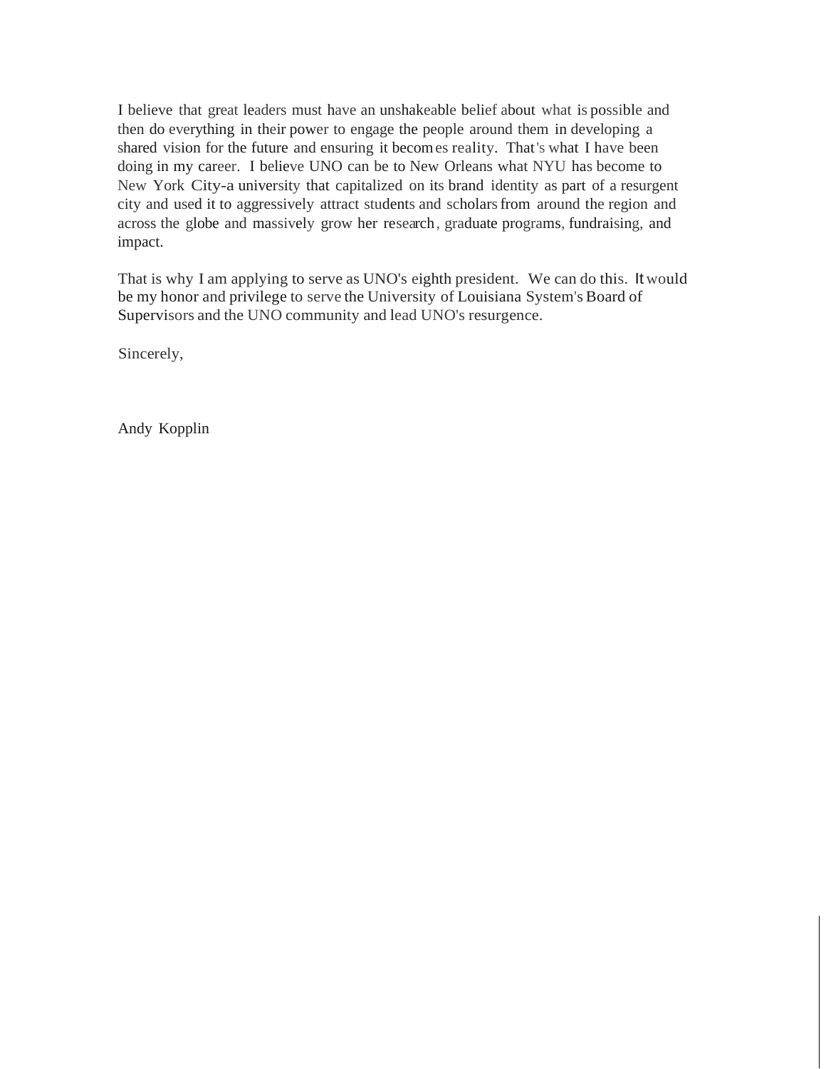I believe that great leaders must have an unshakeable belief about what is possible and then do everything in their power to engage the people around them in developing a shared vision for the future and ensuring it becomes reality. That's what I have been doing in my career. I believe UNO can be to New Orleans what NYU has become to New York City-a university that capitalized on its brand identity as part of a resurgent city and used it to aggressively attract students and scholars from around the region and across the globe and massively grow her research, graduate programs, fundraising, and impact.

That is why I am applying to serve as UNO's eighth president. We can do this. It would be my honor and privilege to serve the University of Louisiana System's Board of Supervisors and the UNO community and lead UNO's resurgence.

Sincerely,

Andy Kopplin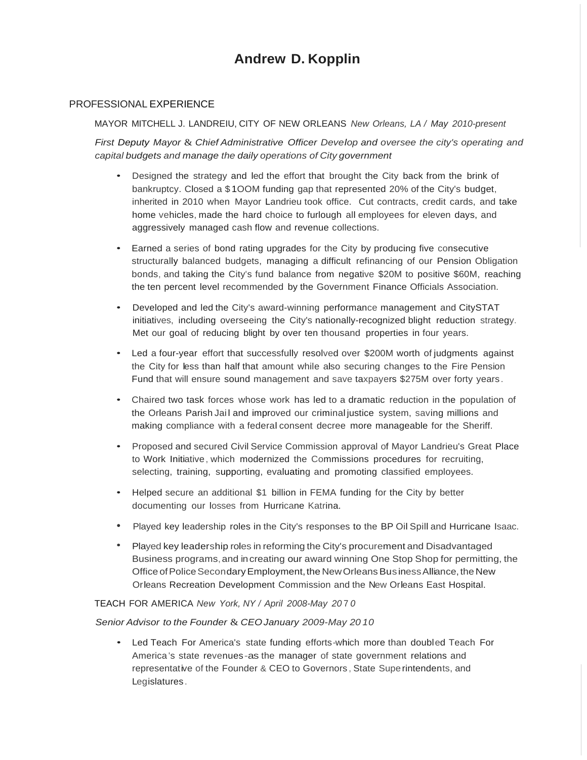# Andrew D. Kopplin

## PROFESSIONAL EXPERIENCE

MAYOR MITCHELL J. LANDREIU, CITY OF NEW ORLEANS *New Orleans, LA / May 2010-present*

*First Deputy Mayor & Chief Administrative Officer Develop and oversee the city's operating and capital budgets and manage the daily operations of City government*

- Designed the strategy and led the effort that brought the City back from the brink of bankruptcy. Closed a $1OOM funding gap that represented 20% of the City's budget, inherited in 2010 when Mayor Landrieu took office. Cut contracts, credit cards, and take home vehicles, made the hard choice to furlough all employees for eleven days, and aggressively managed cash flow and revenue collections.

- Earned a series of bond rating upgrades for the City by producing five consecutive structurally balanced budgets, managing a difficult refinancing of our Pension Obligation bonds, and taking the City's fund balance from negative $20M to positive $60M, reaching the ten percent level recommended by the Government Finance Officials Association.

- Developed and led the City's award-winning performance management and CitySTAT initiatives, including overseeing the City's nationally-recognized blight reduction strategy. Met our goal of reducing blight by over ten thousand properties in four years.

- Led a four-year effort that successfully resolved over $200M worth of judgments against the City for less than half that amount while also securing changes to the Fire Pension Fund that will ensure sound management and save taxpayers $275M over forty years.

- Chaired two task forces whose work has led to a dramatic reduction in the population of the Orleans Parish Jail and improved our criminal justice system, saving millions and making compliance with a federal consent decree more manageable for the Sheriff.

- Proposed and secured Civil Service Commission approval of Mayor Landrieu's Great Place to Work Initiative, which modernized the Commissions procedures for recruiting, selecting, training, supporting, evaluating and promoting classified employees.

- Helped secure an additional $1 billion in FEMA funding for the City by better documenting our losses from Hurricane Katrina.

- Played key leadership roles in the City's responses to the BP Oil Spill and Hurricane Isaac.

- Played key leadership roles in reforming the City's procurement and Disadvantaged Business programs, and in creating our award winning One Stop Shop for permitting, the Office of Police Secondary Employment, the New Orleans Business Alliance, the New Orleans Recreation Development Commission and the New Orleans East Hospital.

TEACH FOR AMERICA *New York, NY / April 2008-May 2010*

*Senior Advisor to the Founder & CEO January 2009-May 2010*

- Led Teach For America's state funding efforts-which more than doubled Teach For America's state revenues-as the manager of state government relations and representative of the Founder & CEO to Governors, State Superintendents, and Legislatures.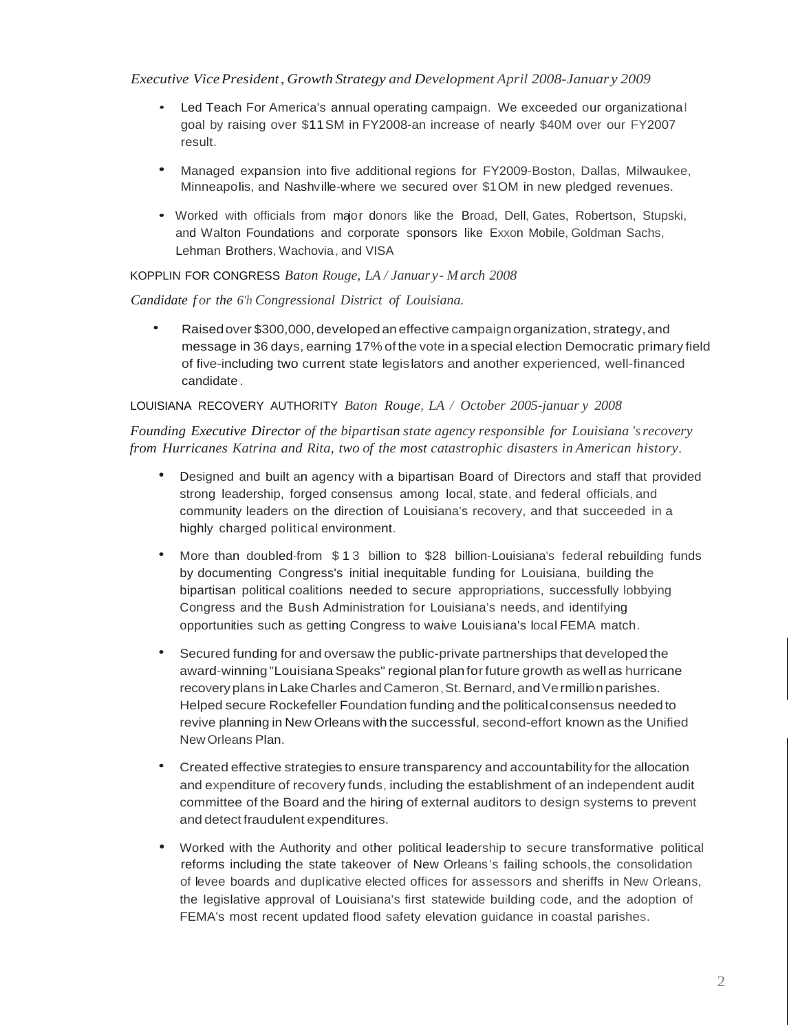*Executive Vice President, Growth Strategy and Development April 2008-January 2009*

- Led Teach For America's annual operating campaign. We exceeded our organizational goal by raising over $115M in FY2008-an increase of nearly $40M over our FY2007 result.
- Managed expansion into five additional regions for FY2009-Boston, Dallas, Milwaukee, Minneapolis, and Nashville-where we secured over $10M in new pledged revenues.
- Worked with officials from major donors like the Broad, Dell, Gates, Robertson, Stupski, and Walton Foundations and corporate sponsors like Exxon Mobile, Goldman Sachs, Lehman Brothers, Wachovia, and VISA

KOPPLIN FOR CONGRESS *Baton Rouge, LA / January - March 2008*

*Candidate for the 6th Congressional District of Louisiana.*

- Raised over $300,000, developed an effective campaign organization, strategy, and message in 36 days, earning 17% of the vote in a special election Democratic primary field of five-including two current state legislators and another experienced, well-financed candidate.

LOUISIANA RECOVERY AUTHORITY *Baton Rouge, LA / October 2005-january 2008*

*Founding Executive Director of the bipartisan state agency responsible for Louisiana's recovery from Hurricanes Katrina and Rita, two of the most catastrophic disasters in American history.*

- Designed and built an agency with a bipartisan Board of Directors and staff that provided strong leadership, forged consensus among local, state, and federal officials, and community leaders on the direction of Louisiana's recovery, and that succeeded in a highly charged political environment.
- More than doubled-from $13 billion to $28 billion-Louisiana's federal rebuilding funds by documenting Congress's initial inequitable funding for Louisiana, building the bipartisan political coalitions needed to secure appropriations, successfully lobbying Congress and the Bush Administration for Louisiana's needs, and identifying opportunities such as getting Congress to waive Louisiana's local FEMA match.
- Secured funding for and oversaw the public-private partnerships that developed the award-winning "Louisiana Speaks" regional plan for future growth as well as hurricane recovery plans in Lake Charles and Cameron, St. Bernard, and Vermillion parishes. Helped secure Rockefeller Foundation funding and the political consensus needed to revive planning in New Orleans with the successful, second-effort known as the Unified New Orleans Plan.
- Created effective strategies to ensure transparency and accountability for the allocation and expenditure of recovery funds, including the establishment of an independent audit committee of the Board and the hiring of external auditors to design systems to prevent and detect fraudulent expenditures.
- Worked with the Authority and other political leadership to secure transformative political reforms including the state takeover of New Orleans's failing schools, the consolidation of levee boards and duplicative elected offices for assessors and sheriffs in New Orleans, the legislative approval of Louisiana's first statewide building code, and the adoption of FEMA's most recent updated flood safety elevation guidance in coastal parishes.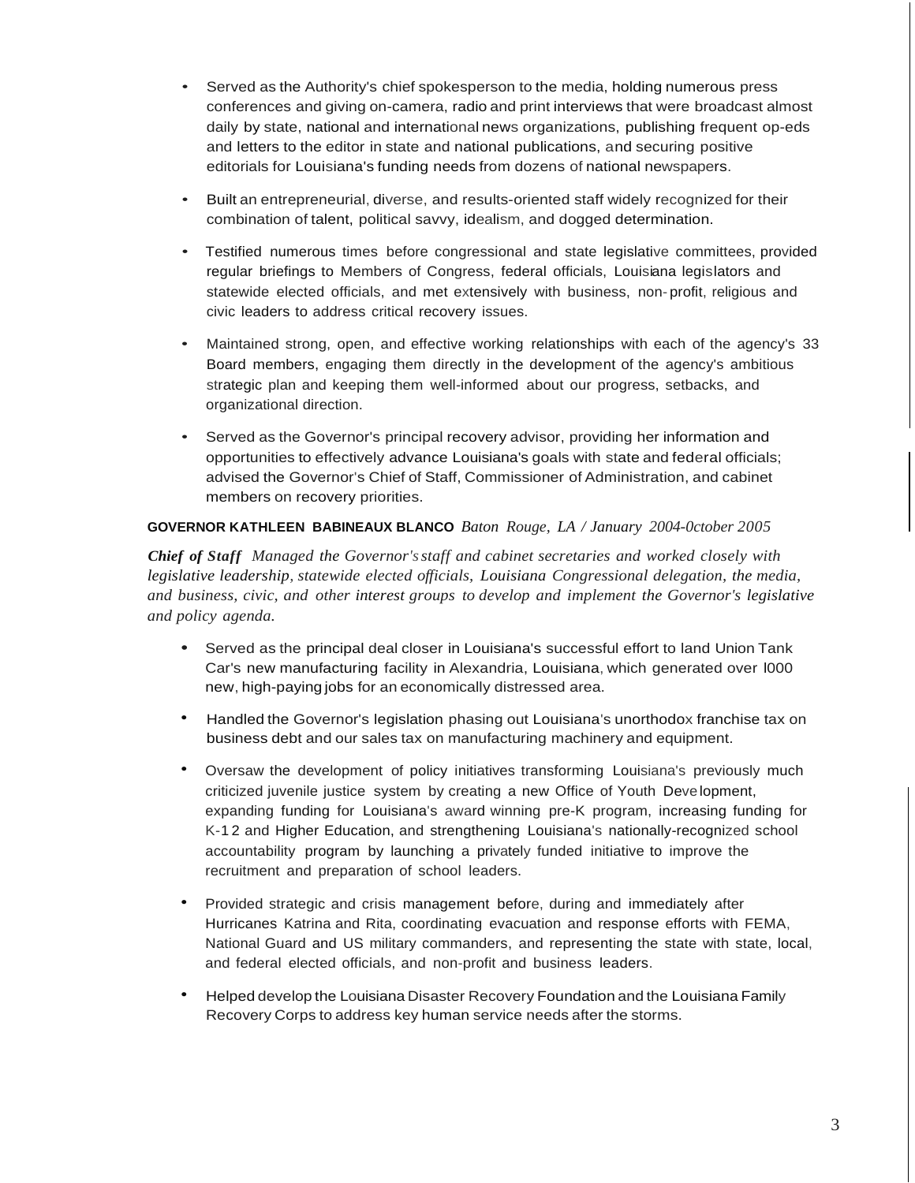- Served as the Authority's chief spokesperson to the media, holding numerous press conferences and giving on-camera, radio and print interviews that were broadcast almost daily by state, national and international news organizations, publishing frequent op-eds and letters to the editor in state and national publications, and securing positive editorials for Louisiana's funding needs from dozens of national newspapers.

- Built an entrepreneurial, diverse, and results-oriented staff widely recognized for their combination of talent, political savvy, idealism, and dogged determination.

- Testified numerous times before congressional and state legislative committees, provided regular briefings to Members of Congress, federal officials, Louisiana legislators and statewide elected officials, and met extensively with business, non-profit, religious and civic leaders to address critical recovery issues.

- Maintained strong, open, and effective working relationships with each of the agency's 33 Board members, engaging them directly in the development of the agency's ambitious strategic plan and keeping them well-informed about our progress, setbacks, and organizational direction.

- Served as the Governor's principal recovery advisor, providing her information and opportunities to effectively advance Louisiana's goals with state and federal officials; advised the Governor's Chief of Staff, Commissioner of Administration, and cabinet members on recovery priorities.

**GOVERNOR KATHLEEN BABINEAUX BLANCO** *Baton Rouge, LA / January 2004-0ctober 2005*

***Chief of Staff*** *Managed the Governor's staff and cabinet secretaries and worked closely with legislative leadership, statewide elected officials, Louisiana Congressional delegation, the media, and business, civic, and other interest groups to develop and implement the Governor's legislative and policy agenda.*

- Served as the principal deal closer in Louisiana's successful effort to land Union Tank Car's new manufacturing facility in Alexandria, Louisiana, which generated over l000 new, high-paying jobs for an economically distressed area.

- Handled the Governor's legislation phasing out Louisiana's unorthodox franchise tax on business debt and our sales tax on manufacturing machinery and equipment.

- Oversaw the development of policy initiatives transforming Louisiana's previously much criticized juvenile justice system by creating a new Office of Youth Development, expanding funding for Louisiana's award winning pre-K program, increasing funding for K-12 and Higher Education, and strengthening Louisiana's nationally-recognized school accountability program by launching a privately funded initiative to improve the recruitment and preparation of school leaders.

- Provided strategic and crisis management before, during and immediately after Hurricanes Katrina and Rita, coordinating evacuation and response efforts with FEMA, National Guard and US military commanders, and representing the state with state, local, and federal elected officials, and non-profit and business leaders.

- Helped develop the Louisiana Disaster Recovery Foundation and the Louisiana Family Recovery Corps to address key human service needs after the storms.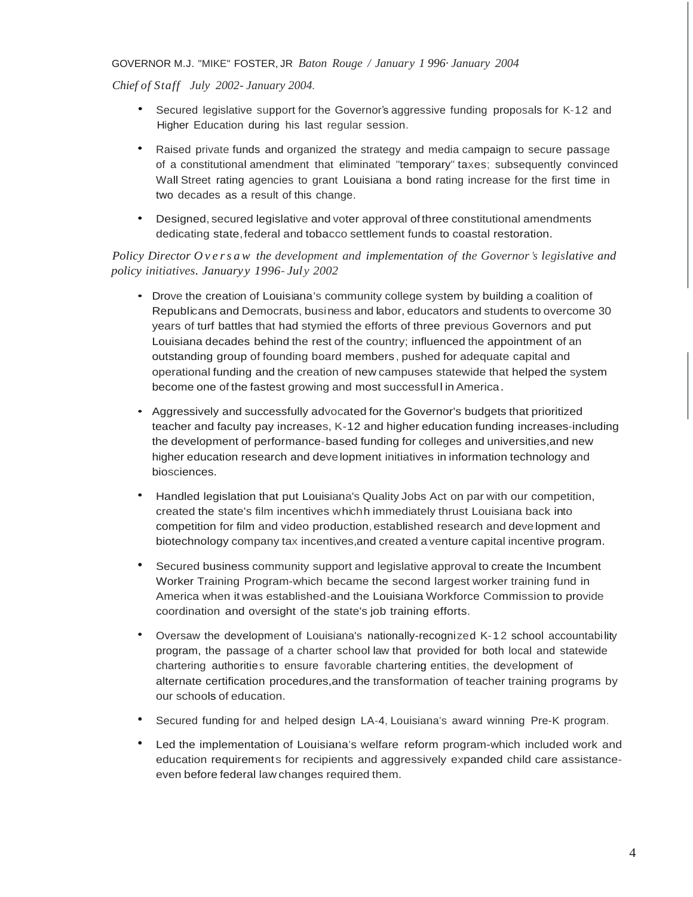GOVERNOR M.J. "MIKE" FOSTER, JR *Baton Rouge / January 1996- January 2004*

*Chief of Staff July 2002- January 2004.*

- Secured legislative support for the Governor's aggressive funding proposals for K-12 and Higher Education during his last regular session.
- Raised private funds and organized the strategy and media campaign to secure passage of a constitutional amendment that eliminated "temporary" taxes; subsequently convinced Wall Street rating agencies to grant Louisiana a bond rating increase for the first time in two decades as a result of this change.
- Designed, secured legislative and voter approval of three constitutional amendments dedicating state, federal and tobacco settlement funds to coastal restoration.

*Policy Director Oversaw the development and implementation of the Governor's legislative and policy initiatives. Januaryy 1996- July 2002*

- Drove the creation of Louisiana's community college system by building a coalition of Republicans and Democrats, business and labor, educators and students to overcome 30 years of turf battles that had stymied the efforts of three previous Governors and put Louisiana decades behind the rest of the country; influenced the appointment of an outstanding group of founding board members, pushed for adequate capital and operational funding and the creation of new campuses statewide that helped the system become one of the fastest growing and most successfull in America.
- Aggressively and successfully advocated for the Governor's budgets that prioritized teacher and faculty pay increases, K-12 and higher education funding increases-including the development of performance-based funding for colleges and universities,and new higher education research and development initiatives in information technology and biosciences.
- Handled legislation that put Louisiana's Quality Jobs Act on par with our competition, created the state's film incentives whichh immediately thrust Louisiana back into competition for film and video production, established research and development and biotechnology company tax incentives,and created a venture capital incentive program.
- Secured business community support and legislative approval to create the Incumbent Worker Training Program-which became the second largest worker training fund in America when it was established-and the Louisiana Workforce Commission to provide coordination and oversight of the state's job training efforts.
- Oversaw the development of Louisiana's nationally-recognized K-12 school accountability program, the passage of a charter school law that provided for both local and statewide chartering authorities to ensure favorable chartering entities, the development of alternate certification procedures,and the transformation of teacher training programs by our schools of education.
- Secured funding for and helped design LA-4, Louisiana's award winning Pre-K program.
- Led the implementation of Louisiana's welfare reform program-which included work and education requirements for recipients and aggressively expanded child care assistance-even before federal law changes required them.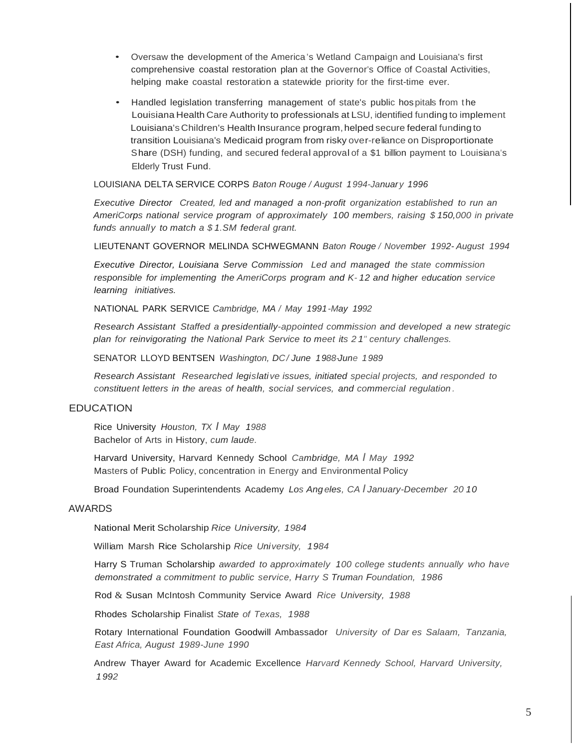- Oversaw the development of the America's Wetland Campaign and Louisiana's first comprehensive coastal restoration plan at the Governor's Office of Coastal Activities, helping make coastal restoration a statewide priority for the first-time ever.
- Handled legislation transferring management of state's public hospitals from the Louisiana Health Care Authority to professionals at LSU, identified funding to implement Louisiana's Children's Health Insurance program, helped secure federal funding to transition Louisiana's Medicaid program from risky over-reliance on Disproportionate Share (DSH) funding, and secured federal approval of a $1 billion payment to Louisiana's Elderly Trust Fund.

LOUISIANA DELTA SERVICE CORPS *Baton Rouge / August 1994-January 1996*

*Executive Director Created, led and managed a non-profit organization established to run an AmeriCorps national service program of approximately 100 members, raising $150,000 in private funds annually to match a $1.SM federal grant.*

LIEUTENANT GOVERNOR MELINDA SCHWEGMANN *Baton Rouge / November 1992- August 1994*

*Executive Director, Louisiana Serve Commission Led and managed the state commission responsible for implementing the AmeriCorps program and K-12 and higher education service learning initiatives.*

NATIONAL PARK SERVICE *Cambridge, MA / May 1991-May 1992*

*Research Assistant Staffed a presidentially-appointed commission and developed a new strategic plan for reinvigorating the National Park Service to meet its 21" century challenges.*

SENATOR LLOYD BENTSEN *Washington, DC / June 1988-June 1989*

*Research Assistant Researched legislative issues, initiated special projects, and responded to constituent letters in the areas of health, social services, and commercial regulation.*

## EDUCATION

Rice University *Houston, TX I May 1988*
Bachelor of Arts in History, *cum laude.*

Harvard University, Harvard Kennedy School *Cambridge, MA I May 1992*
Masters of Public Policy, concentration in Energy and Environmental Policy

Broad Foundation Superintendents Academy *Los Angeles, CA I January-December 2010*

## AWARDS

National Merit Scholarship *Rice University, 1984*

William Marsh Rice Scholarship *Rice University, 1984*

Harry S Truman Scholarship *awarded to approximately 100 college students annually who have demonstrated a commitment to public service, Harry S Truman Foundation, 1986*

Rod & Susan McIntosh Community Service Award *Rice University, 1988*

Rhodes Scholarship Finalist *State of Texas, 1988*

Rotary International Foundation Goodwill Ambassador *University of Dar es Salaam, Tanzania, East Africa, August 1989-June 1990*

Andrew Thayer Award for Academic Excellence *Harvard Kennedy School, Harvard University, 1992*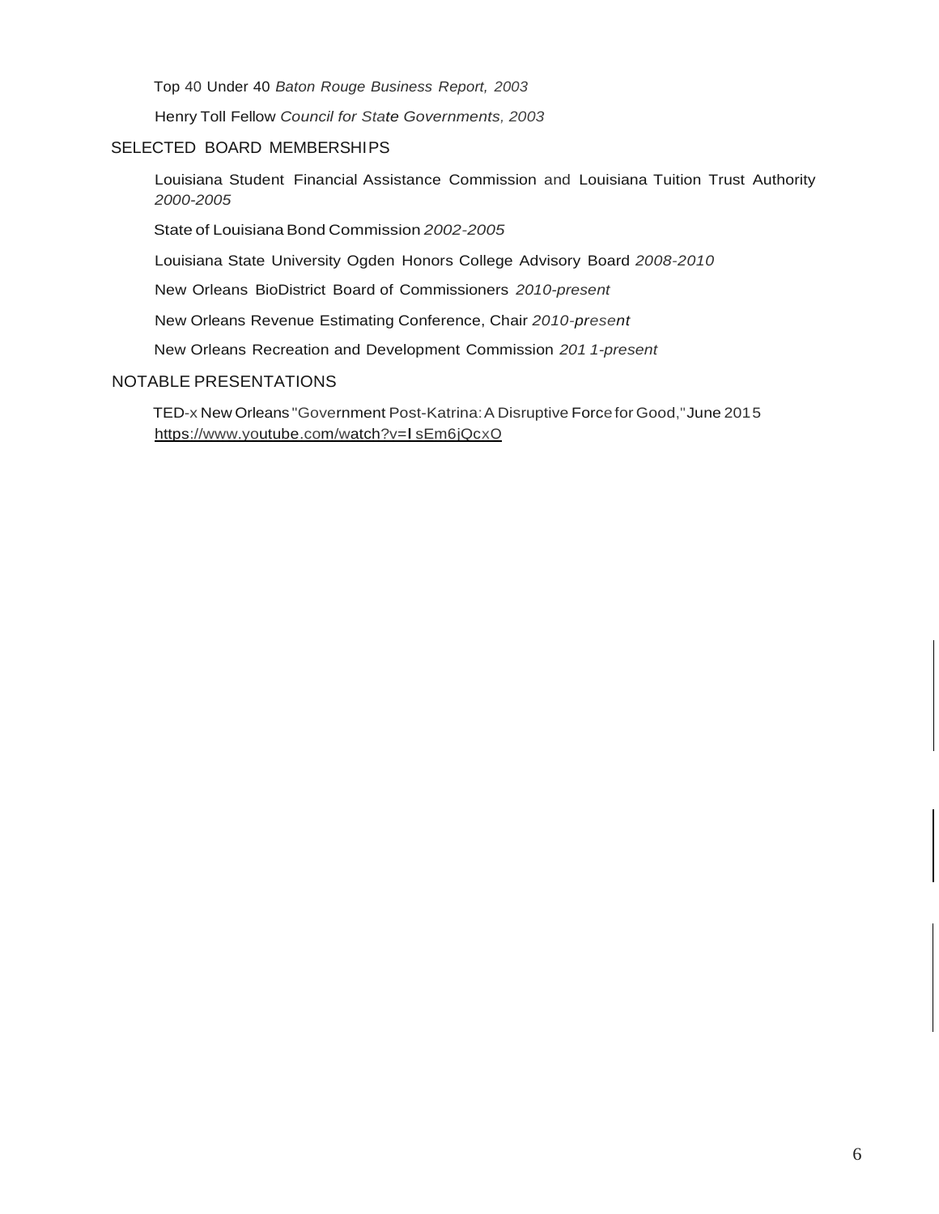Top 40 Under 40 *Baton Rouge Business Report, 2003*

Henry Toll Fellow *Council for State Governments, 2003*

## SELECTED BOARD MEMBERSHIPS

Louisiana Student Financial Assistance Commission and Louisiana Tuition Trust Authority *2000-2005*

State of Louisiana Bond Commission *2002-2005*

Louisiana State University Ogden Honors College Advisory Board *2008-2010*

New Orleans BioDistrict Board of Commissioners *2010-present*

New Orleans Revenue Estimating Conference, Chair *2010-present*

New Orleans Recreation and Development Commission *2011-present*

## NOTABLE PRESENTATIONS

TED-x New Orleans "Government Post-Katrina: A Disruptive Force for Good," June 2015
https://www.youtube.com/watch?v=I sEm6jQcxO